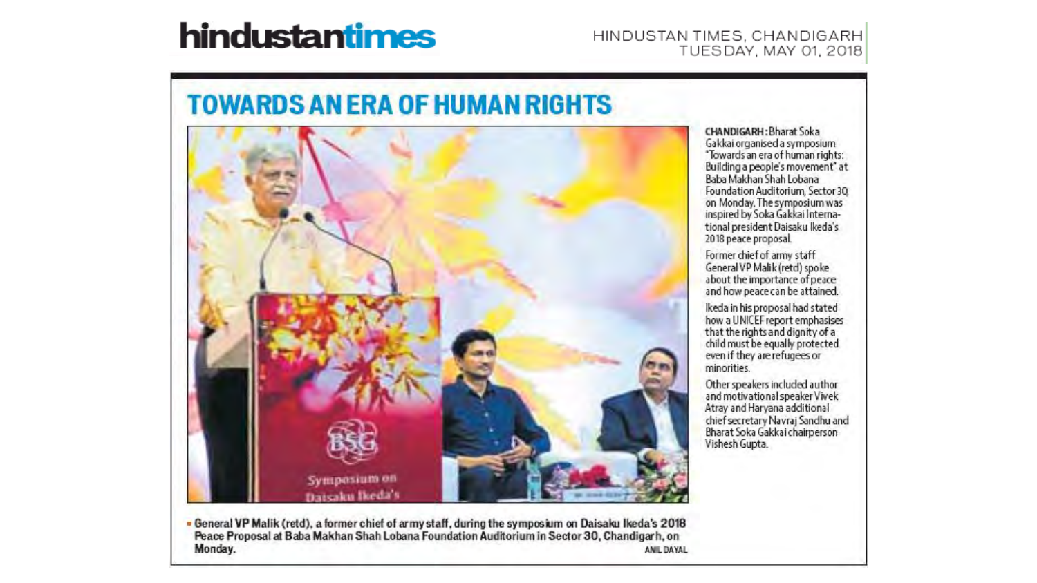**hindustantimes**

HINDUSTAN TIMES, CHANDIGARH
TUESDAY, MAY 01, 2018

# TOWARDS AN ERA OF HUMAN RIGHTS

**CHANDIGARH:** Bharat Soka Gakkai organised a symposium "Towards an era of human rights: Building a people's movement" at Baba Makhan Shah Lobana Foundation Auditorium, Sector 30, on Monday. The symposium was inspired by Soka Gakkai International president Daisaku Ikeda's 2018 peace proposal.

Former chief of army staff General VP Malik (retd) spoke about the importance of peace and how peace can be attained.

Ikeda in his proposal had stated how a UNICEF report emphasises that the rights and dignity of a child must be equally protected even if they are refugees or minorities.

Other speakers included author and motivational speaker Vivek Atray and Haryana additional chief secretary Navraj Sandhu and Bharat Soka Gakkai chairperson Vishesh Gupta.

**General VP Malik (retd), a former chief of army staff, during the symposium on Daisaku Ikeda's 2018 Peace Proposal at Baba Makhan Shah Lobana Foundation Auditorium in Sector 30, Chandigarh, on Monday.** ANIL DAYAL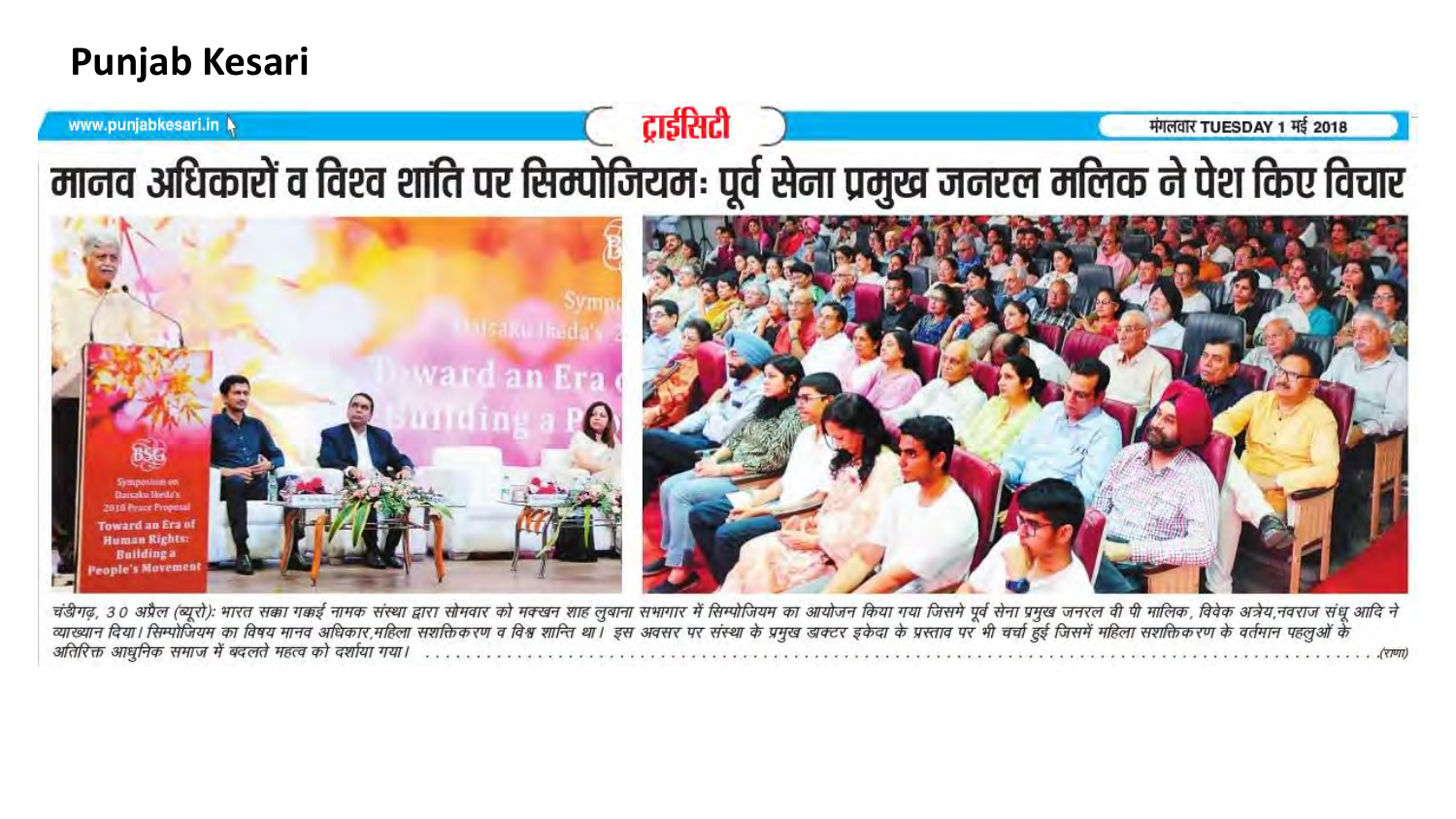# Punjab Kesari

www.punjabkesari.in | ट्राईसिटी | मंगलवार TUESDAY 1 मई 2018

## मानव अधिकारों व विश्व शांति पर सिम्पोजियम: पूर्व सेना प्रमुख जनरल मलिक ने पेश किए विचार

चंडीगढ़, 30 अप्रैल (ब्यूरो): भारत सक्का गक्काई नामक संस्था द्वारा सोमवार को मक्खन शाह लुबाना सभागार में सिम्पोजियम का आयोजन किया गया जिसमे पूर्व सेना प्रमुख जनरल वी पी मालिक, विवेक अत्रेय,नवराज संधू आदि ने व्याख्यान दिया। सिम्पोजियम का विषय मानव अधिकार,महिला सशक्तिकरण व विश्व शान्ति था। इस अवसर पर संस्था के प्रमुख डाक्टर इकेदा के प्रस्ताव पर भी चर्चा हुई जिसमें महिला सशक्तिकरण के वर्तमान पहलुओं के अतिरिक्त आधुनिक समाज में बदलते महत्व को दर्शाया गया। (राणा)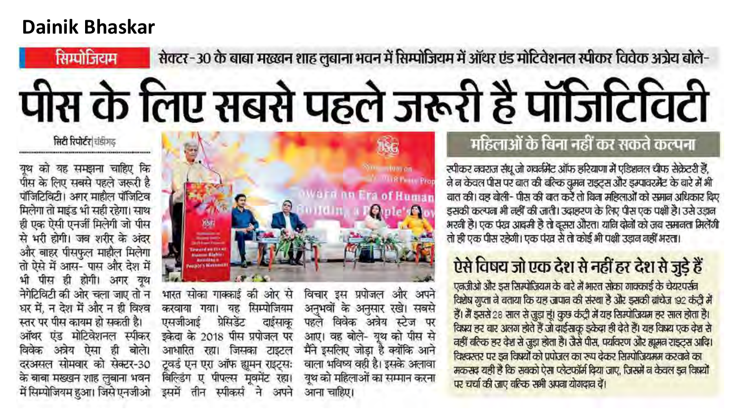**Dainik Bhaskar**

**सिम्पोजियम** सेक्टर-30 के बाबा मख्खन शाह लुबाना भवन में सिम्पोजियम में ऑथर एंड मोटिवेशनल स्पीकर विवेक अत्रेय बोले-

# पीस के लिए सबसे पहले जरूरी है पॉजिटिविटी

सिटी रिपोर्टर | चंडीगढ़

यूथ को यह समझना चाहिए कि पीस के लिए सबसे पहले जरूरी है पॉजिटिविटी। अगर माहौल पॉजिटिव मिलेगा तो माइंड भी सही रहेगा। साथ ही एक ऐसी एनर्जी मिलेगी जो पीस से भरी होगी। जब शरीर के अंदर और बाहर पीसफुल माहौल मिलेगा तो ऐसे में आस- पास और देश में भी पीस ही होगी। अगर यूथ नेगेटिविटी की ओर चला जाए तो न घर में, न देश में और न ही विश्व स्तर पर पीस कायम हो सकती है। ऑथर एंड मोटिवेशनल स्पीकर विवेक अत्रेय ऐसा ही बोले। दरअसल सोमवार को सेक्टर-30 के बाबा मख्खन शाह लुबाना भवन में सिम्पोजियम हुआ। जिसे एनजीओ भारत सोका गाक्काई की ओर से करवाया गया। यह सिम्पोजियम एसजीआई प्रेसिडेंट दाईसाकू इकेदा के 2018 पीस प्रपोजल पर आधारित रहा। जिसका टाइटल टूवर्ड एन एरा ऑफ ह्यूमन राइट्सः बिल्डिंग ए पीपल्स मूवमेंट रहा। इसमें तीन स्पीकर्स ने अपने विचार इस प्रपोजल और अपने अनुभवों के अनुसार रखे। सबसे पहले विवेक अत्रेय स्टेज पर आए। वह बोले- यूथ को पीस से मैंने इसलिए जोड़ा है क्योंकि आने वाला भविष्य वही है। इसके अलावा यूथ को महिलाओं का सम्मान करना आना चाहिए।

## महिलाओं के बिना नहीं कर सकते कल्पना

स्पीकर नवराज संधू जो गवर्नमेंट ऑफ हरियाणा में एडिशनल चीफ सेक्रेटरी हैं, ने न केवल पीस पर बात की बल्कि वुमन राइट्स और इम्पावरमेंट के बारे में भी बात की। वह बोली- पीस की बात करें तो बिना महिलाओं को समान अधिकार दिए इसकी कल्पना भी नहीं की जाती। उदाहरण के लिए पीस एक पक्षी है। उसे उड़ान भरनी है। एक पंख आदमी है तो दूसरा औरत। यानि दोनों को जब समानता मिलेगी तो ही एक पीस रहेगी। एक पंख से तो कोई भी पक्षी उड़ान नहीं भरता।

## ऐसे विषय जो एक देश से नहीं हर देश से जुड़े हैं

एनजीओ और इस सिम्पोजियम के बारे में भारत सोका गाक्काई के चेयरपर्सन विशेष गुप्ता ने बताया कि यह जापान की संस्था है और इसकी ब्रांचेज 192 कंट्री में हैं। मैं इससे 28 साल से जुड़ा हूं। कुछ कंट्री में यह सिम्पोजियम हर साल होता है। विषय हर बार अलग होते हैं जो दाईसाकू इकेदा ही देते हैं। यह विषय एक देश से नहीं बल्कि हर देश से जुड़ा होता है। जैसे पीस, पर्यावरण और ह्यूमन राइट्स आदि। विश्वस्तर पर इन विषयों को प्रपोजल का रूप देकर सिम्पोजियमम करवाने का मकसद यही है कि सबको ऐसा प्लेटफॉर्म दिया जाए, जिसमें न केवल इन विषयों पर चर्चा की जाए बल्कि सभी अपना योगदान दें।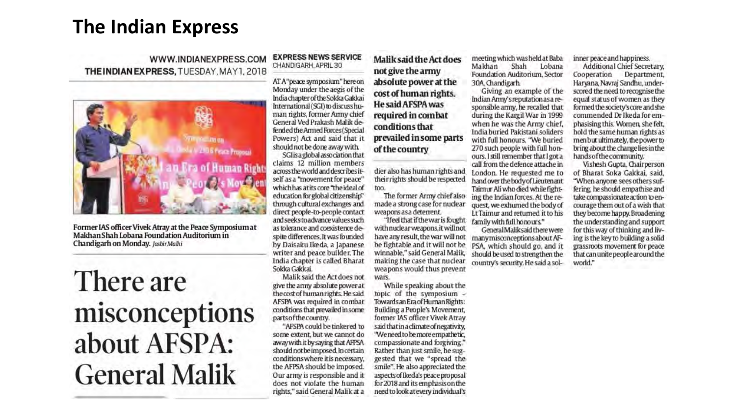# The Indian Express

WWW.INDIANEXPRESS.COM
THE INDIAN EXPRESS, TUESDAY, MAY 1, 2018

Former IAS officer Vivek Atray at the Peace Symposium at Makhan Shah Lobana Foundation Auditorium in Chandigarh on Monday. *Jasbir Malhi*

# There are misconceptions about AFSPA: General Malik

**EXPRESS NEWS SERVICE**
CHANDIGARH, APRIL 30

AT A "peace symposium" here on Monday under the aegis of the India chapter of the Sokka Gakkai International (SGI) to discuss human rights, former Army chief General Ved Prakash Malik defended the Armed Forces (Special Powers) Act and said that it should not be done away with.

SGI is a global association that claims 12 million members across the world and describes itself as a "movement for peace" which has at its core "the ideal of education for global citizenship" through cultural exchanges and direct people-to-people contact and seeks to advance values such as tolerance and coexistence despite differences. It was founded by Daisaku Ikeda, a Japanese writer and peace builder. The India chapter is called Bharat Sokka Gakkai.

Malik said the Act does not give the army absolute power at the cost of human rights. He said AFSPA was required in combat conditions that prevailed in some parts of the country.

"AFSPA could be tinkered to some extent, but we cannot do away with it by saying that AFPSA should not be imposed. In certain conditions where it is necessary, the AFPSA should be imposed. Our army is responsible and it does not violate the human rights," said General Malik at a meeting which was held at Baba Makhan Shah Lobana Foundation Auditorium, Sector 30A, Chandigarh.

Giving an example of the Indian Army's reputation as a responsible army, he recalled that during the Kargil War in 1999 when he was the Army chief, India buried Pakistani soliders with full honours. "We buried 270 such people with full honours. I still remember that I got a call from the defence attache in London. He requested me to hand over the body of Lieutenant Taimur Ali who died while fighting the Indian forces. At the request, we exhumed the body of Lt Taimur and returned it to his family with full honours."

General Malik said there were many misconceptions about AFPSA, which should go, and it should be used to strengthen the country's security. He said a soldier also has human rights and their rights should be respected too.

**Malik said the Act does not give the army absolute power at the cost of human rights. He said AFSPA was required in combat conditions that prevailed in some parts of the country**

The former Army chief also made a strong case for nuclear weapons as a deterrent.

"I feel that if the war is fought with nuclear weapons, it will not have any result, the war will not be fightable and it will not be winnable," said General Malik, making the case that nuclear weapons would thus prevent wars.

While speaking about the topic of the symposium – Towards an Era of Human Rights: Building a People's Movement, former IAS officer Vivek Atray said that in a climate of negativity, "We need to be more empathetic, compassionate and forgiving." Rather than just smile, he suggested that we "spread the smile". He also appreciated the aspects of Ikeda's peace proposal for 2018 and its emphasis on the need to look at every individual's inner peace and happiness.

Additional Chief Secretary, Cooperation Department, Haryana, Navraj Sandhu, underscored the need to recognise the equal status of women as they formed the society's core and she commended Dr Ikeda for emphasising this. Women, she felt, hold the same human rights as men but ultimately, the power to bring about the change lies in the hands of the community.

Vishesh Gupta, Chairperson of Bharat Soka Gakkai, said, "When anyone sees others suffering, he should empathise and take compassionate action to encourage them out of a wish that they become happy. Broadening the understanding and support for this way of thinking and living is the key to building a solid grassroots movement for peace that can unite people around the world."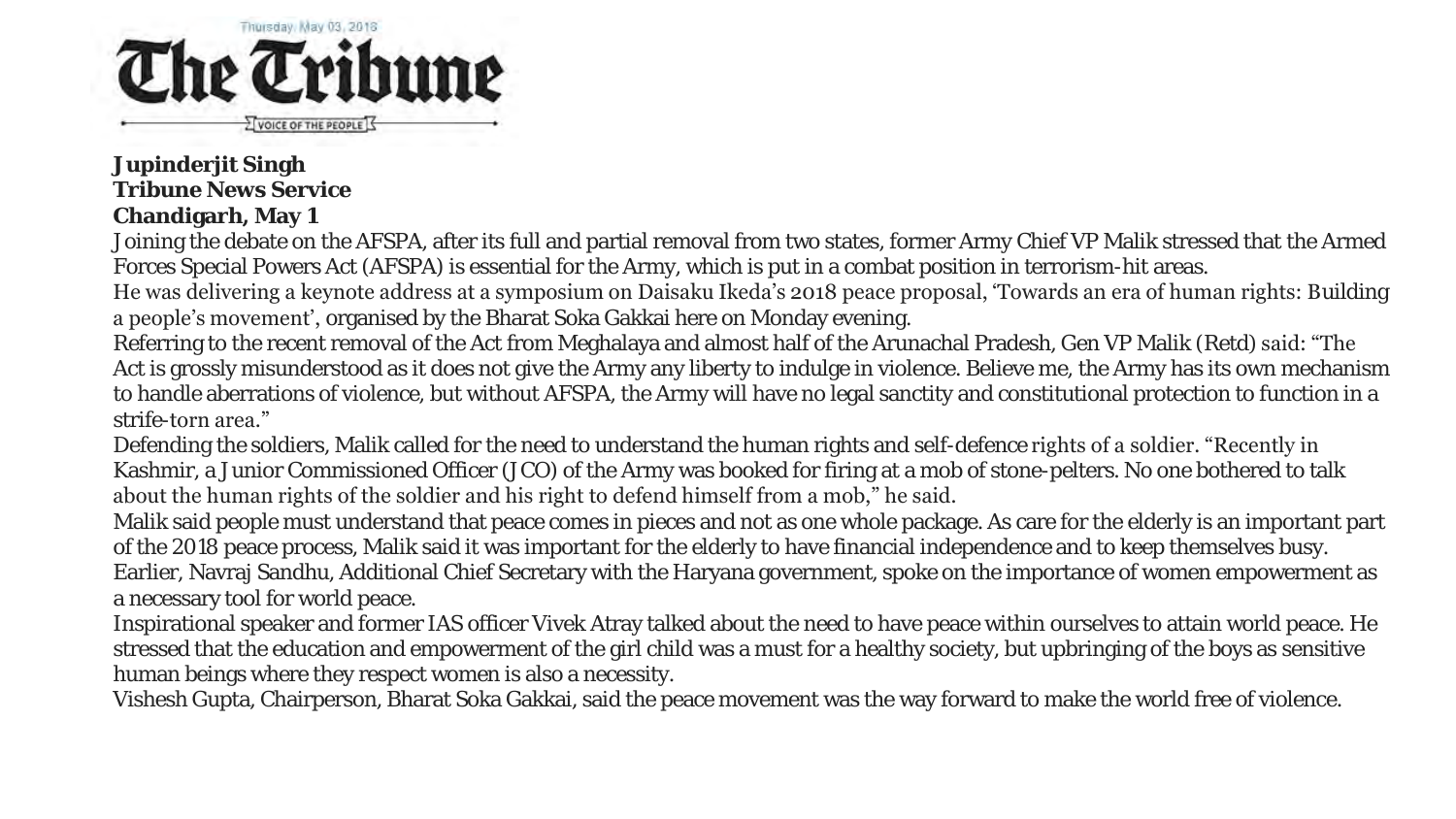Thursday, May 03, 2018

# The Tribune

VOICE OF THE PEOPLE

**Jupinderjit Singh**
**Tribune News Service**
**Chandigarh, May 1**

Joining the debate on the AFSPA, after its full and partial removal from two states, former Army Chief VP Malik stressed that the Armed Forces Special Powers Act (AFSPA) is essential for the Army, which is put in a combat position in terrorism-hit areas.

He was delivering a keynote address at a symposium on Daisaku Ikeda's 2018 peace proposal, 'Towards an era of human rights: Building a people's movement', organised by the Bharat Soka Gakkai here on Monday evening.

Referring to the recent removal of the Act from Meghalaya and almost half of the Arunachal Pradesh, Gen VP Malik (Retd) said: "The Act is grossly misunderstood as it does not give the Army any liberty to indulge in violence. Believe me, the Army has its own mechanism to handle aberrations of violence, but without AFSPA, the Army will have no legal sanctity and constitutional protection to function in a strife-torn area."

Defending the soldiers, Malik called for the need to understand the human rights and self-defence rights of a soldier. "Recently in Kashmir, a Junior Commissioned Officer (JCO) of the Army was booked for firing at a mob of stone-pelters. No one bothered to talk about the human rights of the soldier and his right to defend himself from a mob," he said.

Malik said people must understand that peace comes in pieces and not as one whole package. As care for the elderly is an important part of the 2018 peace process, Malik said it was important for the elderly to have financial independence and to keep themselves busy.

Earlier, Navraj Sandhu, Additional Chief Secretary with the Haryana government, spoke on the importance of women empowerment as a necessary tool for world peace.

Inspirational speaker and former IAS officer Vivek Atray talked about the need to have peace within ourselves to attain world peace. He stressed that the education and empowerment of the girl child was a must for a healthy society, but upbringing of the boys as sensitive human beings where they respect women is also a necessity.

Vishesh Gupta, Chairperson, Bharat Soka Gakkai, said the peace movement was the way forward to make the world free of violence.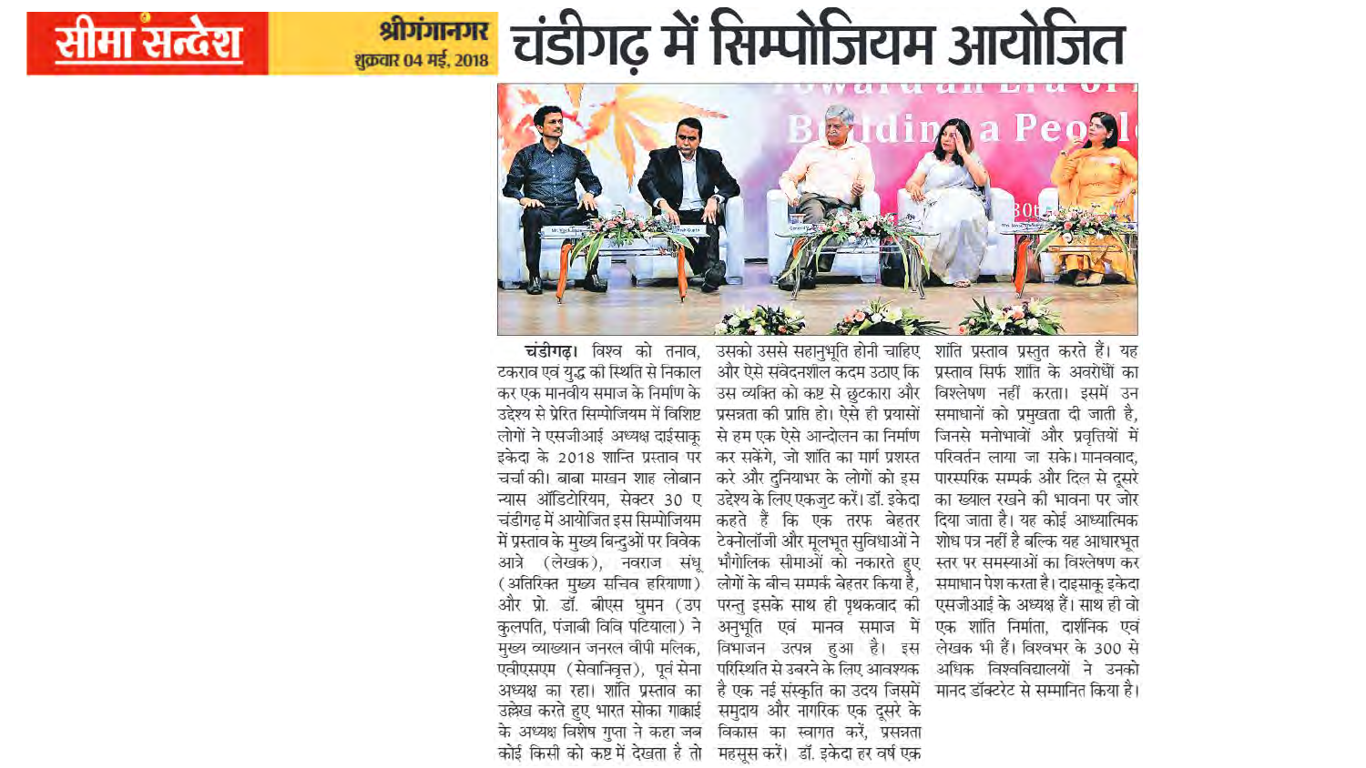सीमा सन्देश

श्रीगंगानगर
शुक्रवार 04 मई, 2018

# चंडीगढ़ में सिम्पोजियम आयोजित

**चंडीगढ़।** विश्व को तनाव, टकराव एवं युद्ध की स्थिति से निकाल कर एक मानवीय समाज के निर्माण के उद्देश्य से प्रेरित सिम्पोजियम में विशिष्ट लोगों ने एसजीआई अध्यक्ष दाईसाकू इकेदा के 2018 शान्ति प्रस्ताव पर चर्चा की। बाबा माखन शाह लोबान न्यास ऑडिटोरियम, सेक्टर 30 ए चंडीगढ़ में आयोजित इस सिम्पोजियम में प्रस्ताव के मुख्य बिन्दुओं पर विवेक आत्रे (लेखक), नवराज संधू (अतिरिक्त मुख्य सचिव हरियाणा) और प्रो. डॉ. बीएस घुमन (उप कुलपति, पंजाबी विवि पटियाला) ने मुख्य व्याख्यान जनरल वीपी मलिक, एवीएसएम (सेवानिवृत्त), पूर्व सेना अध्यक्ष का रहा। शांति प्रस्ताव का उल्लेख करते हुए भारत सोका गाक्काई के अध्यक्ष विशेष गुप्ता ने कहा जब कोई किसी को कष्ट में देखता है तो उसको उससे सहानुभूति होनी चाहिए और ऐसे संवेदनशील कदम उठाए कि उस व्यक्ति को कष्ट से छुटकारा और प्रसन्नता की प्राप्ति हो। ऐसे ही प्रयासों से हम एक ऐसे आन्दोलन का निर्माण कर सकेंगे, जो शांति का मार्ग प्रशस्त करे और दुनियाभर के लोगों को इस उद्देश्य के लिए एकजुट करें। डॉ. इकेदा कहते हैं कि एक तरफ बेहतर टेक्नोलॉजी और मूलभूत सुविधाओं ने भौगोलिक सीमाओं को नकारते हुए लोगों के बीच सम्पर्क बेहतर किया है, परन्तु इसके साथ ही पृथकवाद की अनुभूति एवं मानव समाज में विभाजन उत्पन्न हुआ है। इस परिस्थिति से उबरने के लिए आवश्यक है एक नई संस्कृति का उदय जिसमें समुदाय और नागरिक एक दूसरे के विकास का स्वागत करें, प्रसन्नता महसूस करें। डॉ. इकेदा हर वर्ष एक शांति प्रस्ताव प्रस्तुत करते हैं। यह प्रस्ताव सिर्फ शांति के अवरोधों का विश्लेषण नहीं करता। इसमें उन समाधानों को प्रमुखता दी जाती है, जिनसे मनोभावों और प्रवृत्तियों में परिवर्तन लाया जा सके। मानववाद, पारस्परिक सम्पर्क और दिल से दूसरे का ख्याल रखने की भावना पर जोर दिया जाता है। यह कोई आध्यात्मिक शोध पत्र नहीं है बल्कि यह आधारभूत स्तर पर समस्याओं का विश्लेषण कर समाधान पेश करता है। दाइसाकू इकेदा एसजीआई के अध्यक्ष हैं। साथ ही वो एक शांति निर्माता, दार्शनिक एवं लेखक भी हैं। विश्वभर के 300 से अधिक विश्वविद्यालयों ने उनको मानद डॉक्टरेट से सम्मानित किया है।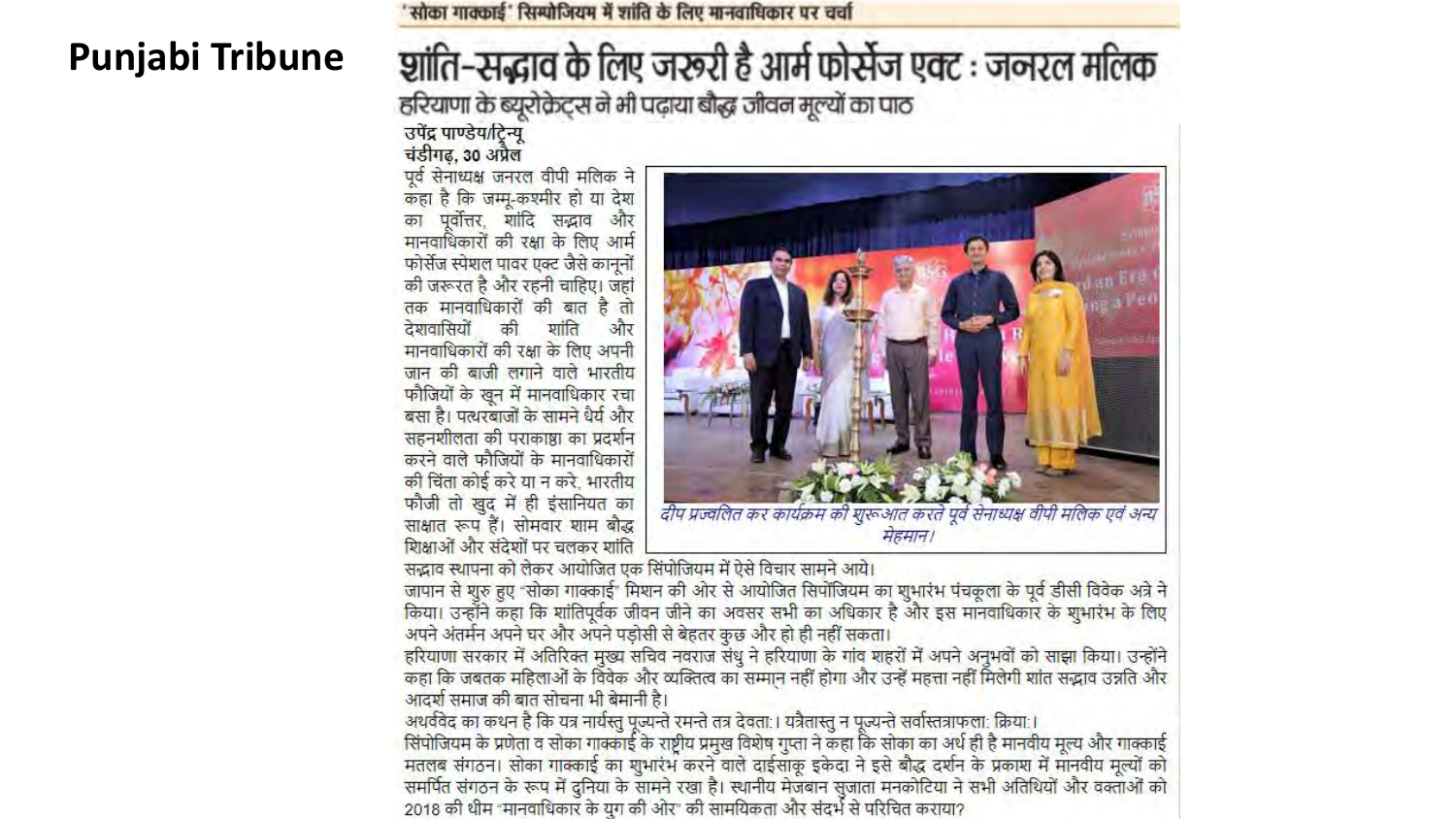**Punjabi Tribune**

'सोका गाक्काई' सिम्पोजियम में शांति के लिए मानवाधिकार पर चर्चा

# शांति-सद्भाव के लिए जरूरी है आर्म फोर्सेज एक्ट : जनरल मलिक

## हरियाणा के ब्यूरोक्रेट्स ने भी पढ़ाया बौद्ध जीवन मूल्यों का पाठ

**उपेंद्र पाण्डेय/ट्रिन्यू**
**चंडीगढ़, 30 अप्रैल**

पूर्व सेनाध्यक्ष जनरल वीपी मलिक ने कहा है कि जम्मू-कश्मीर हो या देश का पूर्वोत्तर, शांदि सद्भाव और मानवाधिकारों की रक्षा के लिए आर्म फोर्सेज स्पेशल पावर एक्ट जैसे कानूनों की जरूरत है और रहनी चाहिए। जहां तक मानवाधिकारों की बात है तो देशवासियों की शांति और मानवाधिकारों की रक्षा के लिए अपनी जान की बाजी लगाने वाले भारतीय फौजियों के खून में मानवाधिकार रचा बसा है। पत्थरबाजों के सामने धैर्य और सहनशीलता की पराकाष्ठा का प्रदर्शन करने वाले फौजियों के मानवाधिकारों की चिंता कोई करे या न करे, भारतीय फौजी तो खुद में ही इंसानियत का साक्षात रूप हैं। सोमवार शाम बौद्ध शिक्षाओं और संदेशों पर चलकर शांति सद्भाव स्थापना को लेकर आयोजित एक सिंपोजियम में ऐसे विचार सामने आये।

दीप प्रज्वलित कर कार्यक्रम की शुरूआत करते पूर्व सेनाध्यक्ष वीपी मलिक एवं अन्य मेहमान।

जापान से शुरु हुए "सोका गाक्काई" मिशन की ओर से आयोजित सिंपोजियम का शुभारंभ पंचकूला के पूर्व डीसी विवेक अत्रे ने किया। उन्होंने कहा कि शांतिपूर्वक जीवन जीने का अवसर सभी का अधिकार है और इस मानवाधिकार के शुभारंभ के लिए अपने अंतर्मन अपने घर और अपने पड़ोसी से बेहतर कुछ और हो ही नहीं सकता।

हरियाणा सरकार में अतिरिक्त मुख्य सचिव नवराज संधु ने हरियाणा के गांव शहरों में अपने अनुभवों को साझा किया। उन्होंने कहा कि जबतक महिलाओं के विवेक और व्यक्तित्व का सम्मान नहीं होगा और उन्हें महत्ता नहीं मिलेगी शांत सद्भाव उन्नति और आदर्श समाज की बात सोचना भी बेमानी है।

अथर्ववेद का कथन है कि यत्र नार्यस्तु पूज्यन्ते रमन्ते तत्र देवता:। यत्रैतास्तु न पूज्यन्ते सर्वास्तत्राफला: क्रिया:।

सिंपोजियम के प्रणेता व सोका गाक्काई के राष्ट्रीय प्रमुख विशेष गुप्ता ने कहा कि सोका का अर्थ ही है मानवीय मूल्य और गाक्काई मतलब संगठन। सोका गाक्काई का शुभारंभ करने वाले दाईसाकू इकेदा ने इसे बौद्ध दर्शन के प्रकाश में मानवीय मूल्यों को समर्पित संगठन के रूप में दुनिया के सामने रखा है। स्थानीय मेजबान सुजाता मनकोटिया ने सभी अतिथियों और वक्ताओं को 2018 की थीम "मानवाधिकार के युग की ओर" की सामयिकता और संदर्भ से परिचित कराया?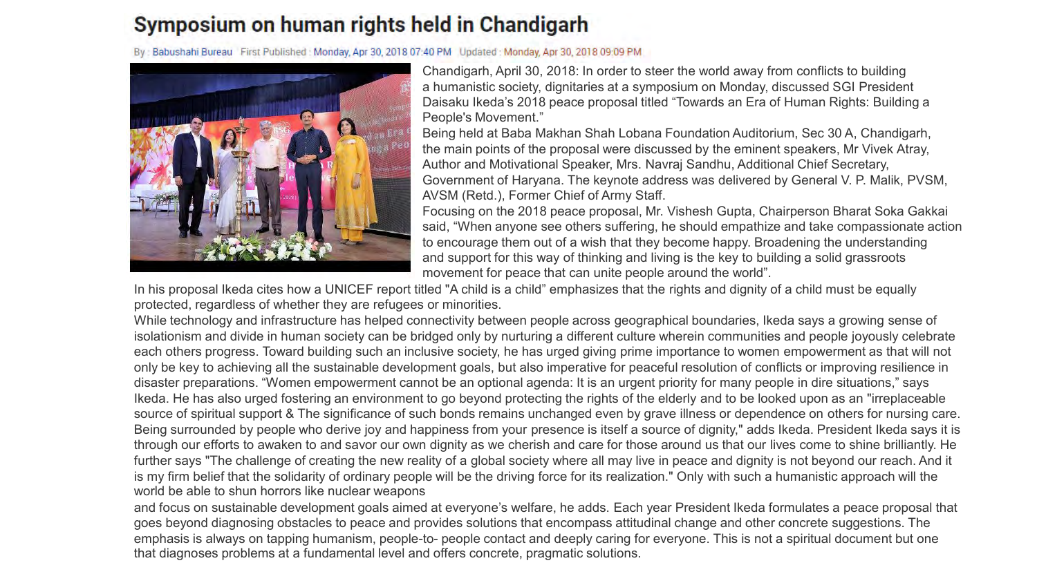# Symposium on human rights held in Chandigarh

By : Babushahi Bureau First Published : Monday, Apr 30, 2018 07:40 PM Updated : Monday, Apr 30, 2018 09:09 PM

Chandigarh, April 30, 2018: In order to steer the world away from conflicts to building a humanistic society, dignitaries at a symposium on Monday, discussed SGI President Daisaku Ikeda's 2018 peace proposal titled "Towards an Era of Human Rights: Building a People's Movement."

Being held at Baba Makhan Shah Lobana Foundation Auditorium, Sec 30 A, Chandigarh, the main points of the proposal were discussed by the eminent speakers, Mr Vivek Atray, Author and Motivational Speaker, Mrs. Navraj Sandhu, Additional Chief Secretary, Government of Haryana. The keynote address was delivered by General V. P. Malik, PVSM, AVSM (Retd.), Former Chief of Army Staff.

Focusing on the 2018 peace proposal, Mr. Vishesh Gupta, Chairperson Bharat Soka Gakkai said, "When anyone see others suffering, he should empathize and take compassionate action to encourage them out of a wish that they become happy. Broadening the understanding and support for this way of thinking and living is the key to building a solid grassroots movement for peace that can unite people around the world".

In his proposal Ikeda cites how a UNICEF report titled "A child is a child" emphasizes that the rights and dignity of a child must be equally protected, regardless of whether they are refugees or minorities.

While technology and infrastructure has helped connectivity between people across geographical boundaries, Ikeda says a growing sense of isolationism and divide in human society can be bridged only by nurturing a different culture wherein communities and people joyously celebrate each others progress. Toward building such an inclusive society, he has urged giving prime importance to women empowerment as that will not only be key to achieving all the sustainable development goals, but also imperative for peaceful resolution of conflicts or improving resilience in disaster preparations. "Women empowerment cannot be an optional agenda: It is an urgent priority for many people in dire situations," says Ikeda. He has also urged fostering an environment to go beyond protecting the rights of the elderly and to be looked upon as an "irreplaceable source of spiritual support & The significance of such bonds remains unchanged even by grave illness or dependence on others for nursing care. Being surrounded by people who derive joy and happiness from your presence is itself a source of dignity," adds Ikeda. President Ikeda says it is through our efforts to awaken to and savor our own dignity as we cherish and care for those around us that our lives come to shine brilliantly. He further says "The challenge of creating the new reality of a global society where all may live in peace and dignity is not beyond our reach. And it is my firm belief that the solidarity of ordinary people will be the driving force for its realization." Only with such a humanistic approach will the world be able to shun horrors like nuclear weapons

and focus on sustainable development goals aimed at everyone's welfare, he adds. Each year President Ikeda formulates a peace proposal that goes beyond diagnosing obstacles to peace and provides solutions that encompass attitudinal change and other concrete suggestions. The emphasis is always on tapping humanism, people-to- people contact and deeply caring for everyone. This is not a spiritual document but one that diagnoses problems at a fundamental level and offers concrete, pragmatic solutions.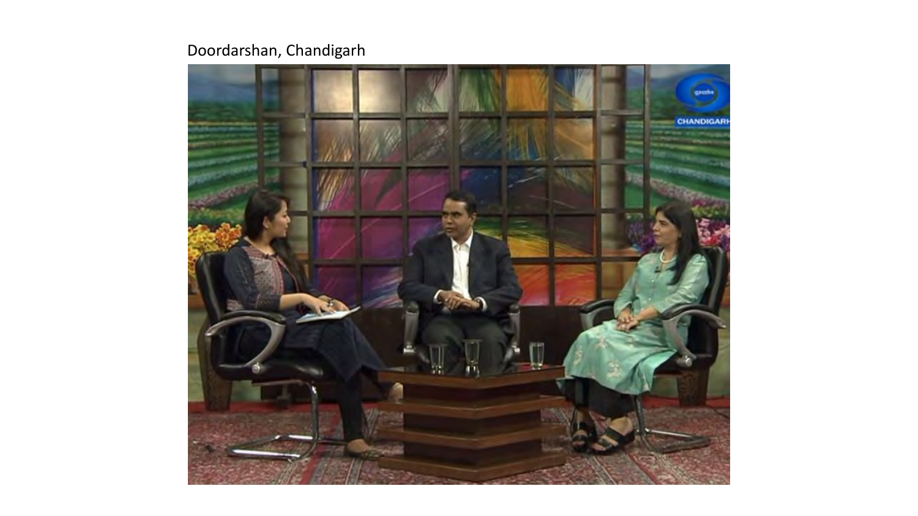Doordarshan, Chandigarh